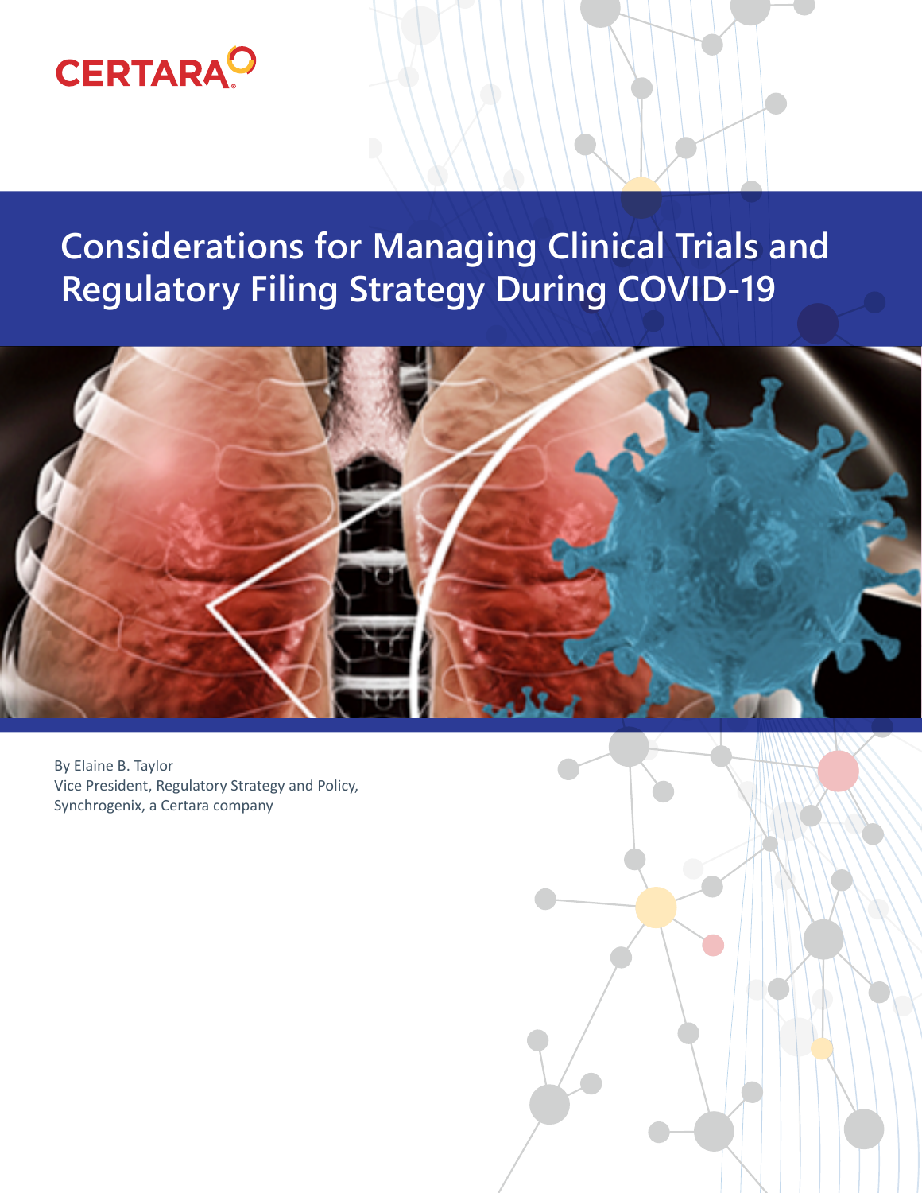CERTARA

# Considerations for Managing Clinical Trials and Regulatory Filing Strategy During COVID-19

By Elaine B. Taylor
Vice President, Regulatory Strategy and Policy,
Synchrogenix, a Certara company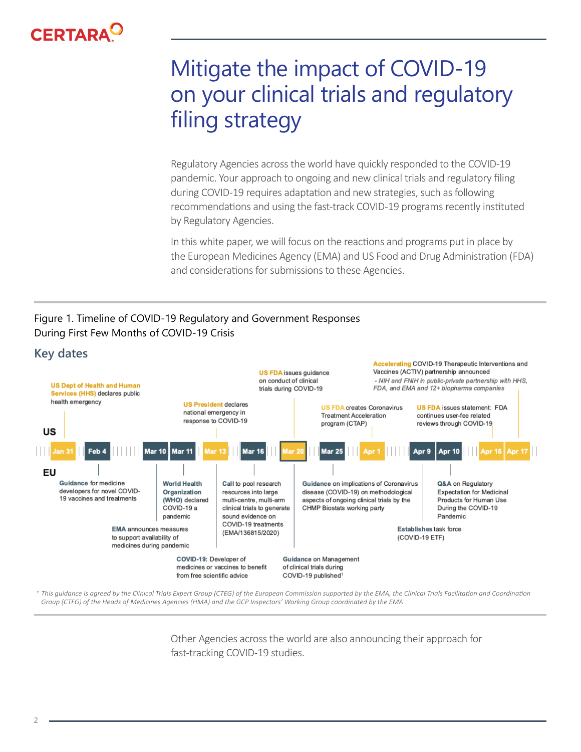# Mitigate the impact of COVID-19 on your clinical trials and regulatory filing strategy

Regulatory Agencies across the world have quickly responded to the COVID-19 pandemic. Your approach to ongoing and new clinical trials and regulatory filing during COVID-19 requires adaptation and new strategies, such as following recommendations and using the fast-track COVID-19 programs recently instituted by Regulatory Agencies.

In this white paper, we will focus on the reactions and programs put in place by the European Medicines Agency (EMA) and US Food and Drug Administration (FDA) and considerations for submissions to these Agencies.

Figure 1. Timeline of COVID-19 Regulatory and Government Responses During First Few Months of COVID-19 Crisis

## Key dates

US

Jan 31 — US Dept of Health and Human Services (HHS) declares public health emergency

Mar 13 — US President declares national emergency in response to COVID-19

Mar 20 — US FDA issues guidance on conduct of clinical trials during COVID-19

Apr 1 — US FDA creates Coronavirus Treatment Acceleration program (CTAP)

Apr 16 — US FDA issues statement: FDA continues user-fee related reviews through COVID-19

Apr 17 — Accelerating COVID-19 Therapeutic Interventions and Vaccines (ACTIV) partnership announced - *NIH and FNIH in public-private partnership with HHS, FDA, and EMA and 12+ biopharma companies*

EU

Feb 4 — Guidance for medicine developers for novel COVID-19 vaccines and treatments

Mar 10 — EMA announces measures to support availability of medicines during pandemic

Mar 11 — World Health Organization (WHO) declared COVID-19 a pandemic

Mar 13 — COVID-19: Developer of medicines or vaccines to benefit from free scientific advice

Mar 16 — Call to pool research resources into large multi-centre, multi-arm clinical trials to generate sound evidence on COVID-19 treatments (EMA/136815/2020)

Mar 20 — Guidance on Management of clinical trials during COVID-19 published[1]

Mar 25 — Guidance on implications of Coronavirus disease (COVID-19) on methodological aspects of ongoing clinical trials by the CHMP Biostats working party

Apr 9 — Establishes task force (COVID-19 ETF)

Apr 10 — Q&A on Regulatory Expectation for Medicinal Products for Human Use During the COVID-19 Pandemic

[1] *This guidance is agreed by the Clinical Trials Expert Group (CTEG) of the European Commission supported by the EMA, the Clinical Trials Facilitation and Coordination Group (CTFG) of the Heads of Medicines Agencies (HMA) and the GCP Inspectors' Working Group coordinated by the EMA*

Other Agencies across the world are also announcing their approach for fast-tracking COVID-19 studies.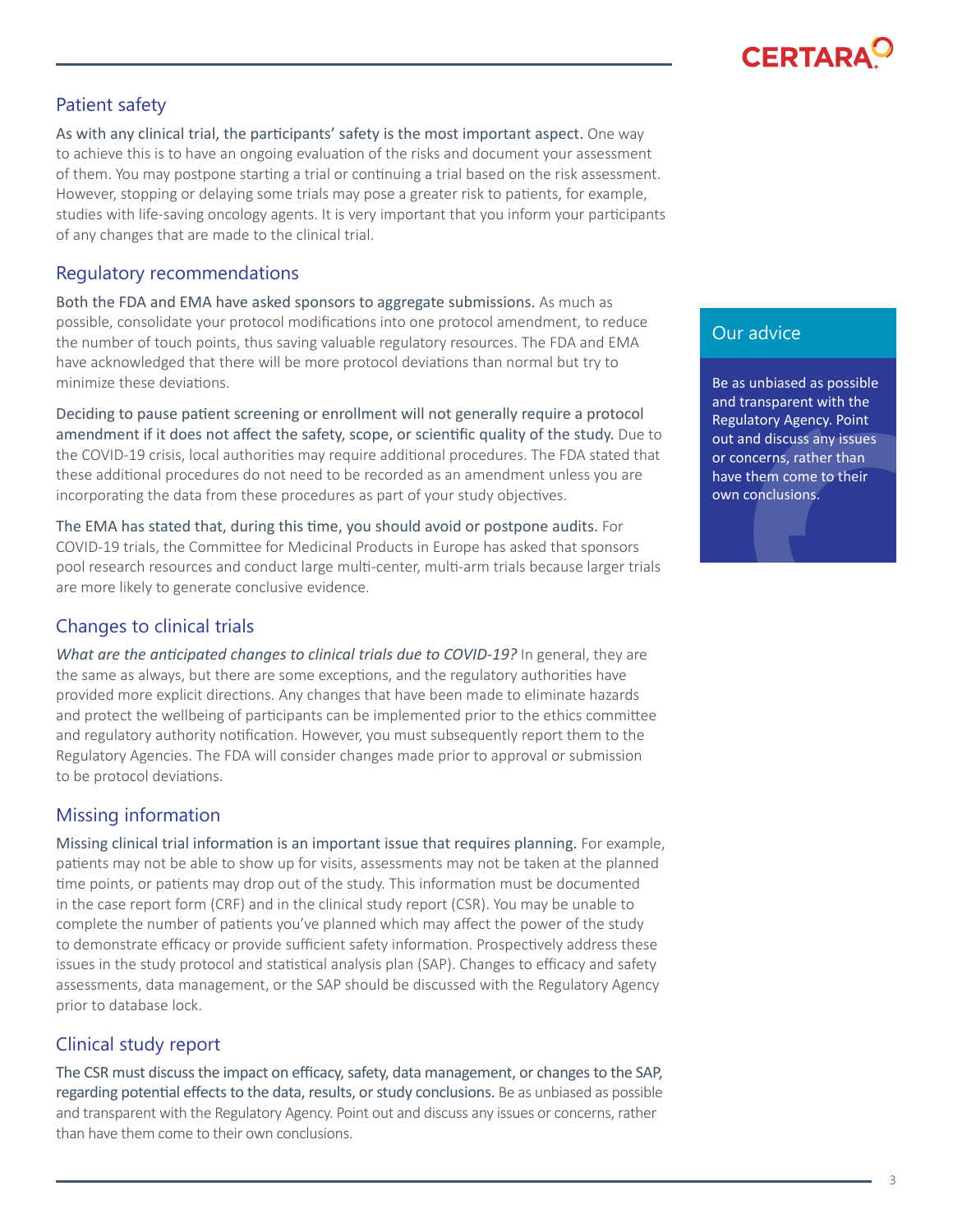## Patient safety

**As with any clinical trial, the participants' safety is the most important aspect.** One way to achieve this is to have an ongoing evaluation of the risks and document your assessment of them. You may postpone starting a trial or continuing a trial based on the risk assessment. However, stopping or delaying some trials may pose a greater risk to patients, for example, studies with life-saving oncology agents. It is very important that you inform your participants of any changes that are made to the clinical trial.

## Regulatory recommendations

**Both the FDA and EMA have asked sponsors to aggregate submissions.** As much as possible, consolidate your protocol modifications into one protocol amendment, to reduce the number of touch points, thus saving valuable regulatory resources. The FDA and EMA have acknowledged that there will be more protocol deviations than normal but try to minimize these deviations.

**Deciding to pause patient screening or enrollment will not generally require a protocol amendment if it does not affect the safety, scope, or scientific quality of the study.** Due to the COVID-19 crisis, local authorities may require additional procedures. The FDA stated that these additional procedures do not need to be recorded as an amendment unless you are incorporating the data from these procedures as part of your study objectives.

**The EMA has stated that, during this time, you should avoid or postpone audits.** For COVID-19 trials, the Committee for Medicinal Products in Europe has asked that sponsors pool research resources and conduct large multi-center, multi-arm trials because larger trials are more likely to generate conclusive evidence.

## Changes to clinical trials

*What are the anticipated changes to clinical trials due to COVID-19?* In general, they are the same as always, but there are some exceptions, and the regulatory authorities have provided more explicit directions. Any changes that have been made to eliminate hazards and protect the wellbeing of participants can be implemented prior to the ethics committee and regulatory authority notification. However, you must subsequently report them to the Regulatory Agencies. The FDA will consider changes made prior to approval or submission to be protocol deviations.

## Missing information

**Missing clinical trial information is an important issue that requires planning.** For example, patients may not be able to show up for visits, assessments may not be taken at the planned time points, or patients may drop out of the study. This information must be documented in the case report form (CRF) and in the clinical study report (CSR). You may be unable to complete the number of patients you've planned which may affect the power of the study to demonstrate efficacy or provide sufficient safety information. Prospectively address these issues in the study protocol and statistical analysis plan (SAP). Changes to efficacy and safety assessments, data management, or the SAP should be discussed with the Regulatory Agency prior to database lock.

## Clinical study report

**The CSR must discuss the impact on efficacy, safety, data management, or changes to the SAP, regarding potential effects to the data, results, or study conclusions.** Be as unbiased as possible and transparent with the Regulatory Agency. Point out and discuss any issues or concerns, rather than have them come to their own conclusions.

### Our advice

Be as unbiased as possible and transparent with the Regulatory Agency. Point out and discuss any issues or concerns, rather than have them come to their own conclusions.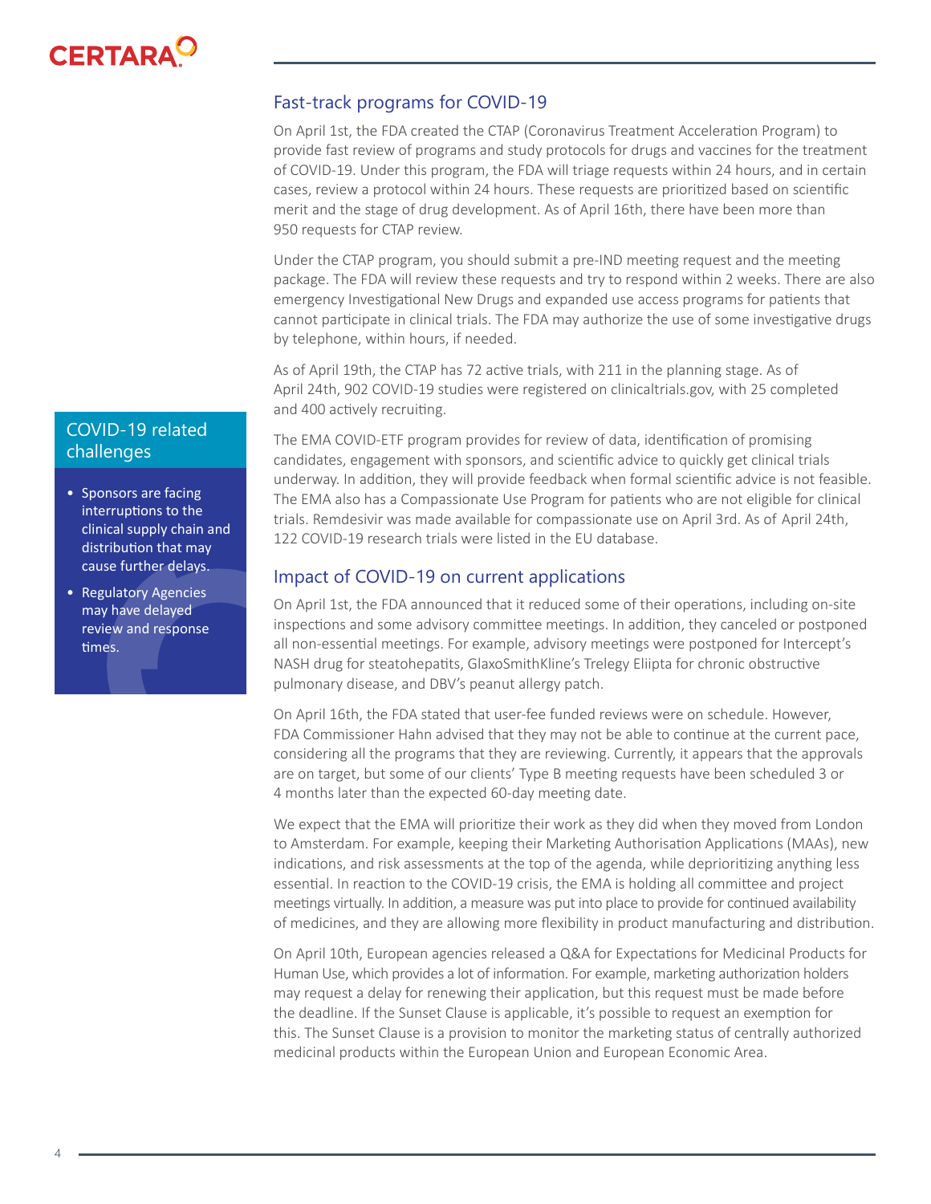## Fast-track programs for COVID-19

On April 1st, the FDA created the CTAP (Coronavirus Treatment Acceleration Program) to provide fast review of programs and study protocols for drugs and vaccines for the treatment of COVID-19. Under this program, the FDA will triage requests within 24 hours, and in certain cases, review a protocol within 24 hours. These requests are prioritized based on scientific merit and the stage of drug development. As of April 16th, there have been more than 950 requests for CTAP review.

Under the CTAP program, you should submit a pre-IND meeting request and the meeting package. The FDA will review these requests and try to respond within 2 weeks. There are also emergency Investigational New Drugs and expanded use access programs for patients that cannot participate in clinical trials. The FDA may authorize the use of some investigative drugs by telephone, within hours, if needed.

As of April 19th, the CTAP has 72 active trials, with 211 in the planning stage. As of April 24th, 902 COVID-19 studies were registered on clinicaltrials.gov, with 25 completed and 400 actively recruiting.

The EMA COVID-ETF program provides for review of data, identification of promising candidates, engagement with sponsors, and scientific advice to quickly get clinical trials underway. In addition, they will provide feedback when formal scientific advice is not feasible. The EMA also has a Compassionate Use Program for patients who are not eligible for clinical trials. Remdesivir was made available for compassionate use on April 3rd. As of April 24th, 122 COVID-19 research trials were listed in the EU database.

### COVID-19 related challenges

- Sponsors are facing interruptions to the clinical supply chain and distribution that may cause further delays.
- Regulatory Agencies may have delayed review and response times.

## Impact of COVID-19 on current applications

On April 1st, the FDA announced that it reduced some of their operations, including on-site inspections and some advisory committee meetings. In addition, they canceled or postponed all non-essential meetings. For example, advisory meetings were postponed for Intercept's NASH drug for steatohepatits, GlaxoSmithKline's Trelegy Eliipta for chronic obstructive pulmonary disease, and DBV's peanut allergy patch.

On April 16th, the FDA stated that user-fee funded reviews were on schedule. However, FDA Commissioner Hahn advised that they may not be able to continue at the current pace, considering all the programs that they are reviewing. Currently, it appears that the approvals are on target, but some of our clients' Type B meeting requests have been scheduled 3 or 4 months later than the expected 60-day meeting date.

We expect that the EMA will prioritize their work as they did when they moved from London to Amsterdam. For example, keeping their Marketing Authorisation Applications (MAAs), new indications, and risk assessments at the top of the agenda, while deprioritizing anything less essential. In reaction to the COVID-19 crisis, the EMA is holding all committee and project meetings virtually. In addition, a measure was put into place to provide for continued availability of medicines, and they are allowing more flexibility in product manufacturing and distribution.

On April 10th, European agencies released a Q&A for Expectations for Medicinal Products for Human Use, which provides a lot of information. For example, marketing authorization holders may request a delay for renewing their application, but this request must be made before the deadline. If the Sunset Clause is applicable, it's possible to request an exemption for this. The Sunset Clause is a provision to monitor the marketing status of centrally authorized medicinal products within the European Union and European Economic Area.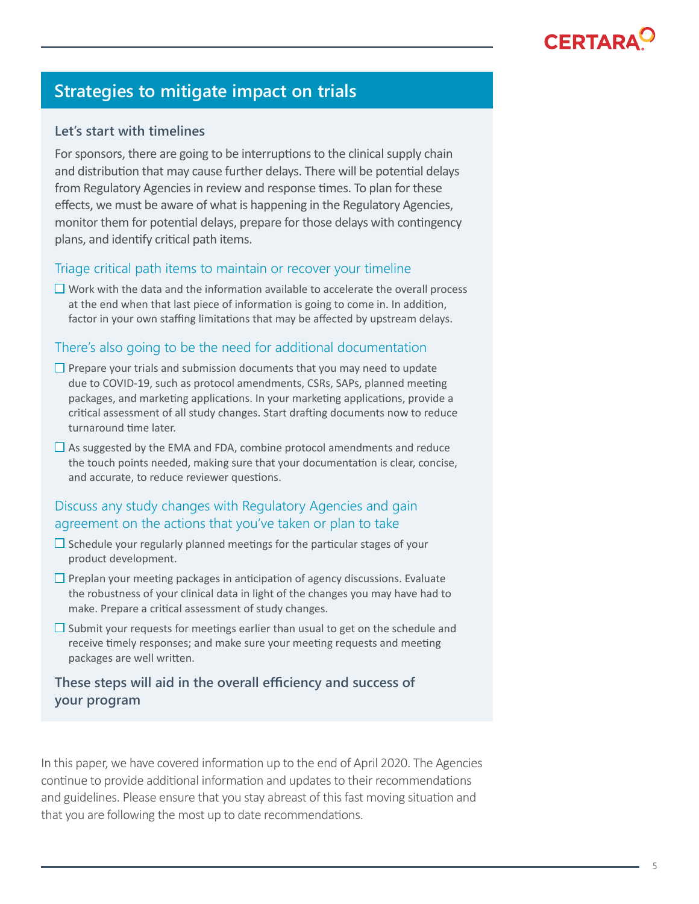## Strategies to mitigate impact on trials

### Let's start with timelines

For sponsors, there are going to be interruptions to the clinical supply chain and distribution that may cause further delays. There will be potential delays from Regulatory Agencies in review and response times. To plan for these effects, we must be aware of what is happening in the Regulatory Agencies, monitor them for potential delays, prepare for those delays with contingency plans, and identify critical path items.

### Triage critical path items to maintain or recover your timeline

- ☐ Work with the data and the information available to accelerate the overall process at the end when that last piece of information is going to come in. In addition, factor in your own staffing limitations that may be affected by upstream delays.

### There's also going to be the need for additional documentation

- ☐ Prepare your trials and submission documents that you may need to update due to COVID-19, such as protocol amendments, CSRs, SAPs, planned meeting packages, and marketing applications. In your marketing applications, provide a critical assessment of all study changes. Start drafting documents now to reduce turnaround time later.
- ☐ As suggested by the EMA and FDA, combine protocol amendments and reduce the touch points needed, making sure that your documentation is clear, concise, and accurate, to reduce reviewer questions.

### Discuss any study changes with Regulatory Agencies and gain agreement on the actions that you've taken or plan to take

- ☐ Schedule your regularly planned meetings for the particular stages of your product development.
- ☐ Preplan your meeting packages in anticipation of agency discussions. Evaluate the robustness of your clinical data in light of the changes you may have had to make. Prepare a critical assessment of study changes.
- ☐ Submit your requests for meetings earlier than usual to get on the schedule and receive timely responses; and make sure your meeting requests and meeting packages are well written.

**These steps will aid in the overall efficiency and success of your program**

In this paper, we have covered information up to the end of April 2020. The Agencies continue to provide additional information and updates to their recommendations and guidelines. Please ensure that you stay abreast of this fast moving situation and that you are following the most up to date recommendations.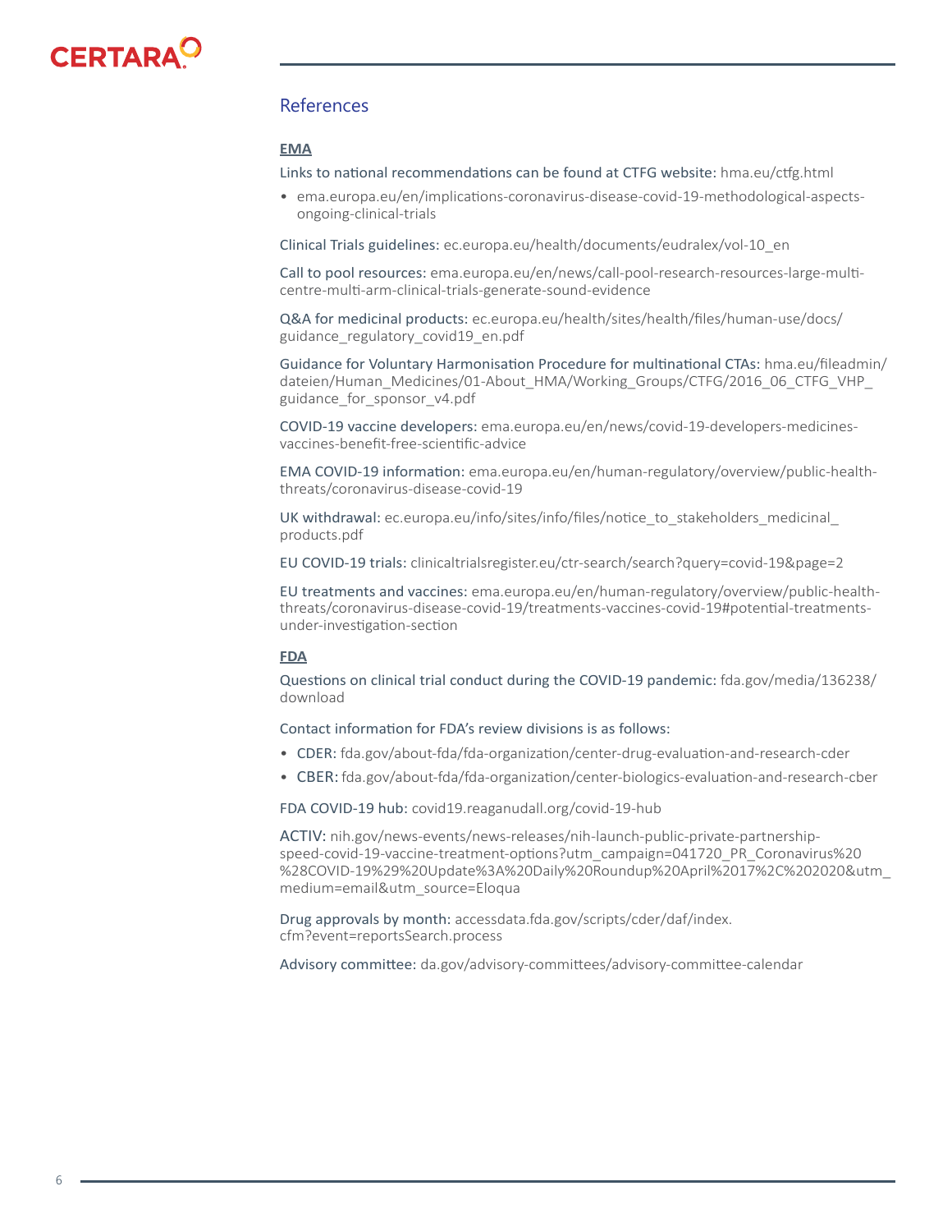## References

**EMA**

Links to national recommendations can be found at CTFG website: hma.eu/ctfg.html

- ema.europa.eu/en/implications-coronavirus-disease-covid-19-methodological-aspects-ongoing-clinical-trials

Clinical Trials guidelines: ec.europa.eu/health/documents/eudralex/vol-10_en

Call to pool resources: ema.europa.eu/en/news/call-pool-research-resources-large-multi-centre-multi-arm-clinical-trials-generate-sound-evidence

Q&A for medicinal products: ec.europa.eu/health/sites/health/files/human-use/docs/guidance_regulatory_covid19_en.pdf

Guidance for Voluntary Harmonisation Procedure for multinational CTAs: hma.eu/fileadmin/dateien/Human_Medicines/01-About_HMA/Working_Groups/CTFG/2016_06_CTFG_VHP_guidance_for_sponsor_v4.pdf

COVID-19 vaccine developers: ema.europa.eu/en/news/covid-19-developers-medicines-vaccines-benefit-free-scientific-advice

EMA COVID-19 information: ema.europa.eu/en/human-regulatory/overview/public-health-threats/coronavirus-disease-covid-19

UK withdrawal: ec.europa.eu/info/sites/info/files/notice_to_stakeholders_medicinal_products.pdf

EU COVID-19 trials: clinicaltrialsregister.eu/ctr-search/search?query=covid-19&page=2

EU treatments and vaccines: ema.europa.eu/en/human-regulatory/overview/public-health-threats/coronavirus-disease-covid-19/treatments-vaccines-covid-19#potential-treatments-under-investigation-section

**FDA**

Questions on clinical trial conduct during the COVID-19 pandemic: fda.gov/media/136238/download

Contact information for FDA's review divisions is as follows:

- CDER: fda.gov/about-fda/fda-organization/center-drug-evaluation-and-research-cder
- CBER: fda.gov/about-fda/fda-organization/center-biologics-evaluation-and-research-cber

FDA COVID-19 hub: covid19.reaganudall.org/covid-19-hub

ACTIV: nih.gov/news-events/news-releases/nih-launch-public-private-partnership-speed-covid-19-vaccine-treatment-options?utm_campaign=041720_PR_Coronavirus%20%28COVID-19%29%20Update%3A%20Daily%20Roundup%20April%2017%2C%202020&utm_medium=email&utm_source=Eloqua

Drug approvals by month: accessdata.fda.gov/scripts/cder/daf/index.cfm?event=reportsSearch.process

Advisory committee: da.gov/advisory-committees/advisory-committee-calendar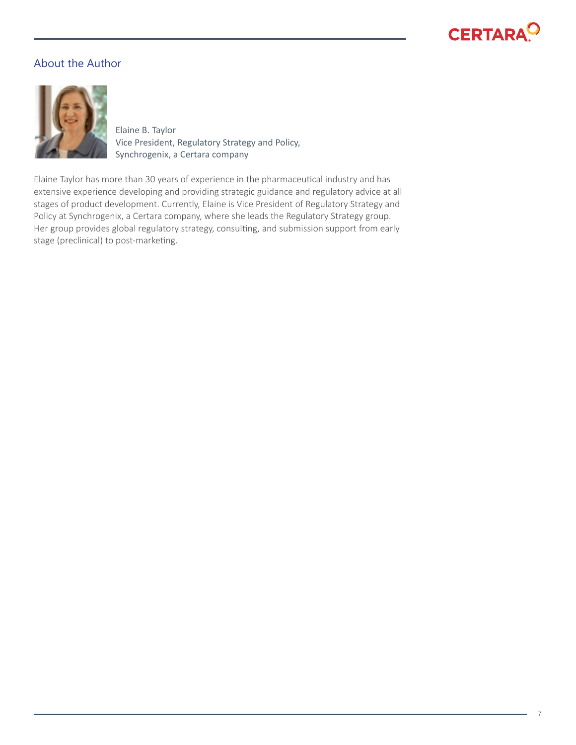## About the Author

Elaine B. Taylor
Vice President, Regulatory Strategy and Policy,
Synchrogenix, a Certara company

Elaine Taylor has more than 30 years of experience in the pharmaceutical industry and has extensive experience developing and providing strategic guidance and regulatory advice at all stages of product development. Currently, Elaine is Vice President of Regulatory Strategy and Policy at Synchrogenix, a Certara company, where she leads the Regulatory Strategy group. Her group provides global regulatory strategy, consulting, and submission support from early stage (preclinical) to post-marketing.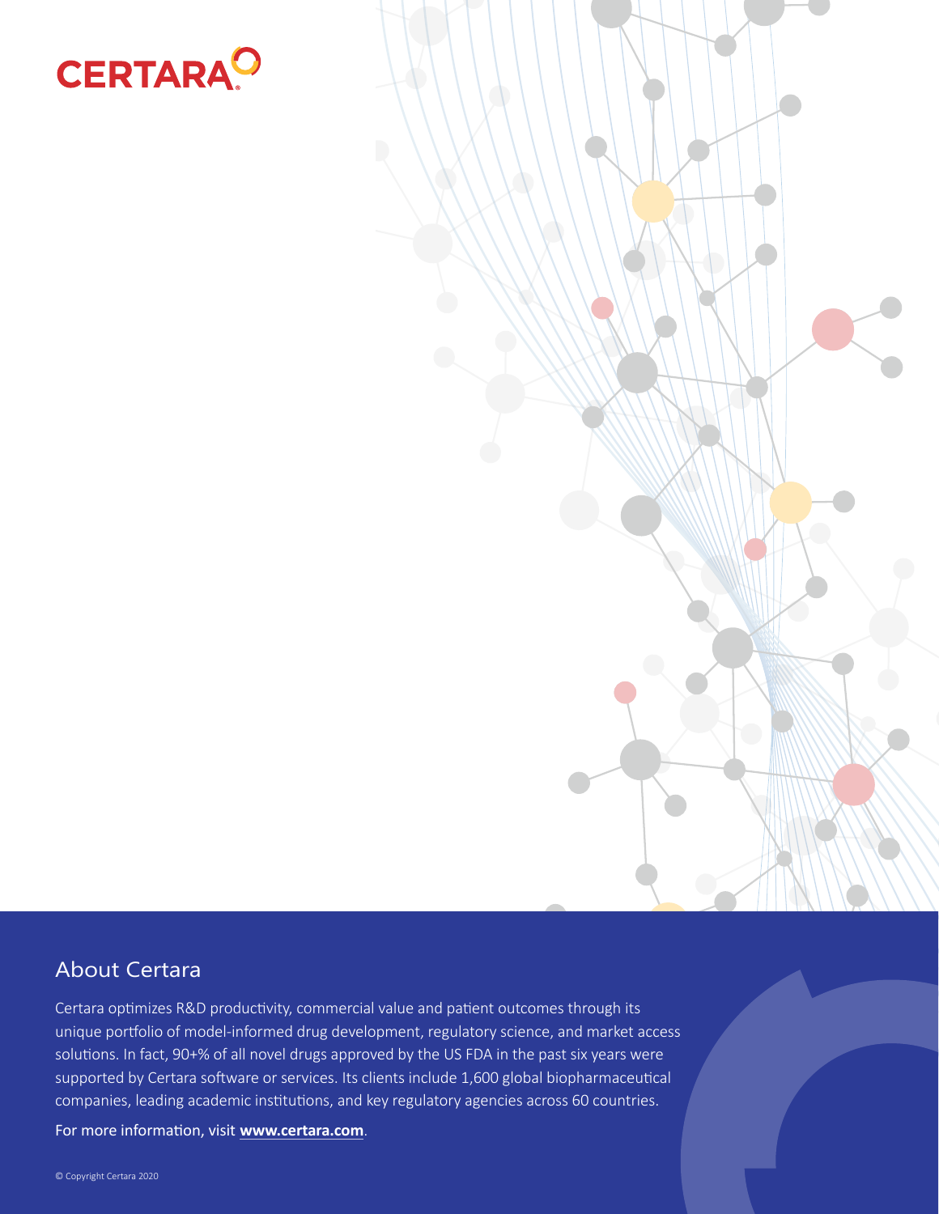CERTARA

## About Certara

Certara optimizes R&D productivity, commercial value and patient outcomes through its unique portfolio of model-informed drug development, regulatory science, and market access solutions. In fact, 90+% of all novel drugs approved by the US FDA in the past six years were supported by Certara software or services. Its clients include 1,600 global biopharmaceutical companies, leading academic institutions, and key regulatory agencies across 60 countries.

For more information, visit **www.certara.com**.

© Copyright Certara 2020